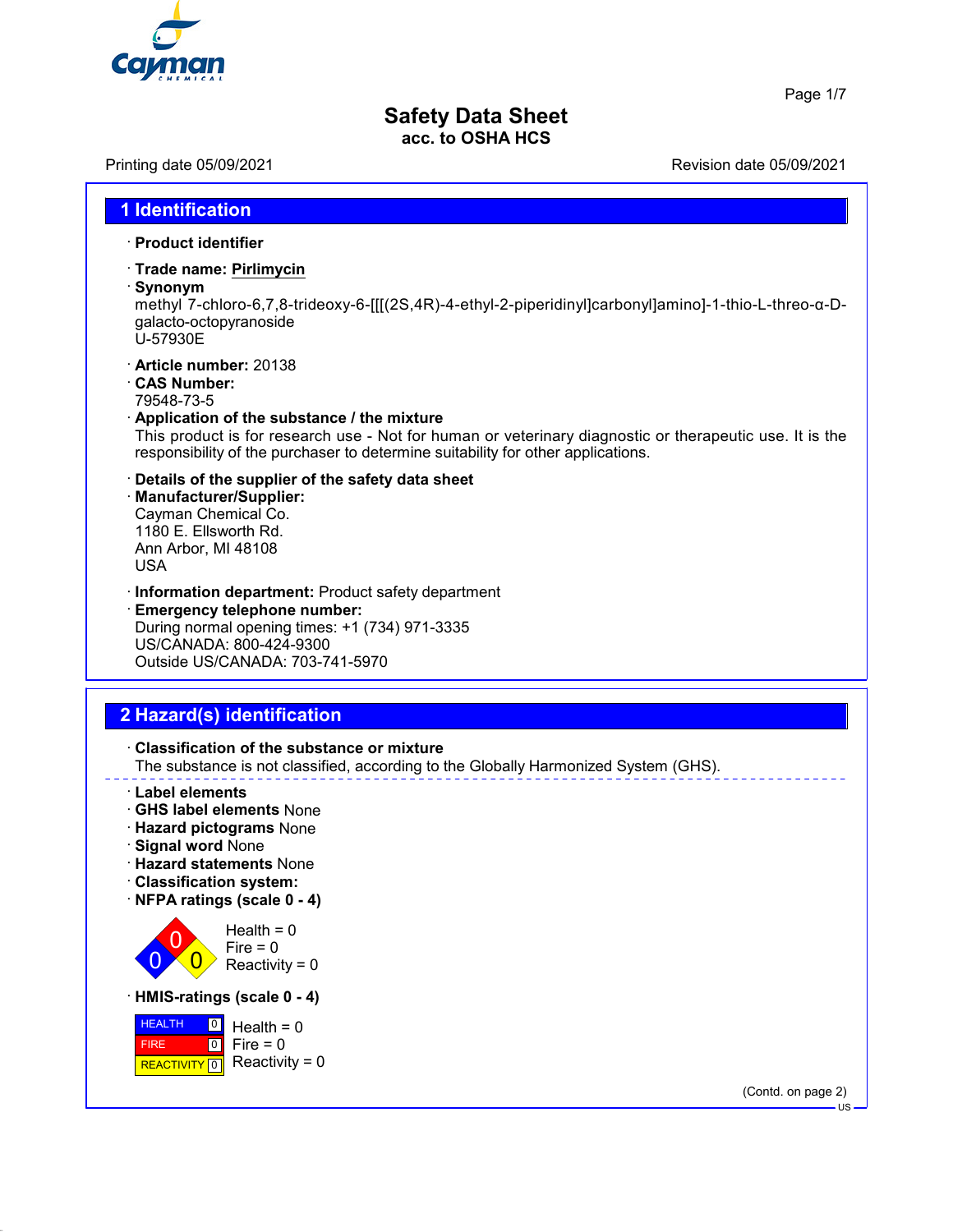# Safety Data Sheet
**acc. to OSHA HCS**

Printing date 05/09/2021 Revision date 05/09/2021

## 1 Identification

· **Product identifier**

· **Trade name: Pirlimycin**

· **Synonym**
methyl 7-chloro-6,7,8-trideoxy-6-[[[(2S,4R)-4-ethyl-2-piperidinyl]carbonyl]amino]-1-thio-L-threo-α-D-galacto-octopyranoside
U-57930E

· **Article number:** 20138

· **CAS Number:**
79548-73-5

· **Application of the substance / the mixture**
This product is for research use - Not for human or veterinary diagnostic or therapeutic use. It is the responsibility of the purchaser to determine suitability for other applications.

· **Details of the supplier of the safety data sheet**

· **Manufacturer/Supplier:**
Cayman Chemical Co.
1180 E. Ellsworth Rd.
Ann Arbor, MI 48108
USA

· **Information department:** Product safety department

· **Emergency telephone number:**
During normal opening times: +1 (734) 971-3335
US/CANADA: 800-424-9300
Outside US/CANADA: 703-741-5970

## 2 Hazard(s) identification

· **Classification of the substance or mixture**
The substance is not classified, according to the Globally Harmonized System (GHS).

· **Label elements**

· **GHS label elements** None

· **Hazard pictograms** None

· **Signal word** None

· **Hazard statements** None

· **Classification system:**

· **NFPA ratings (scale 0 - 4)**

Health = 0
Fire = 0
Reactivity = 0

· **HMIS-ratings (scale 0 - 4)**

| HEALTH | 0 | Health = 0 |
|---|---|---|
| FIRE | 0 | Fire = 0 |
| REACTIVITY | 0 | Reactivity = 0 |

(Contd. on page 2)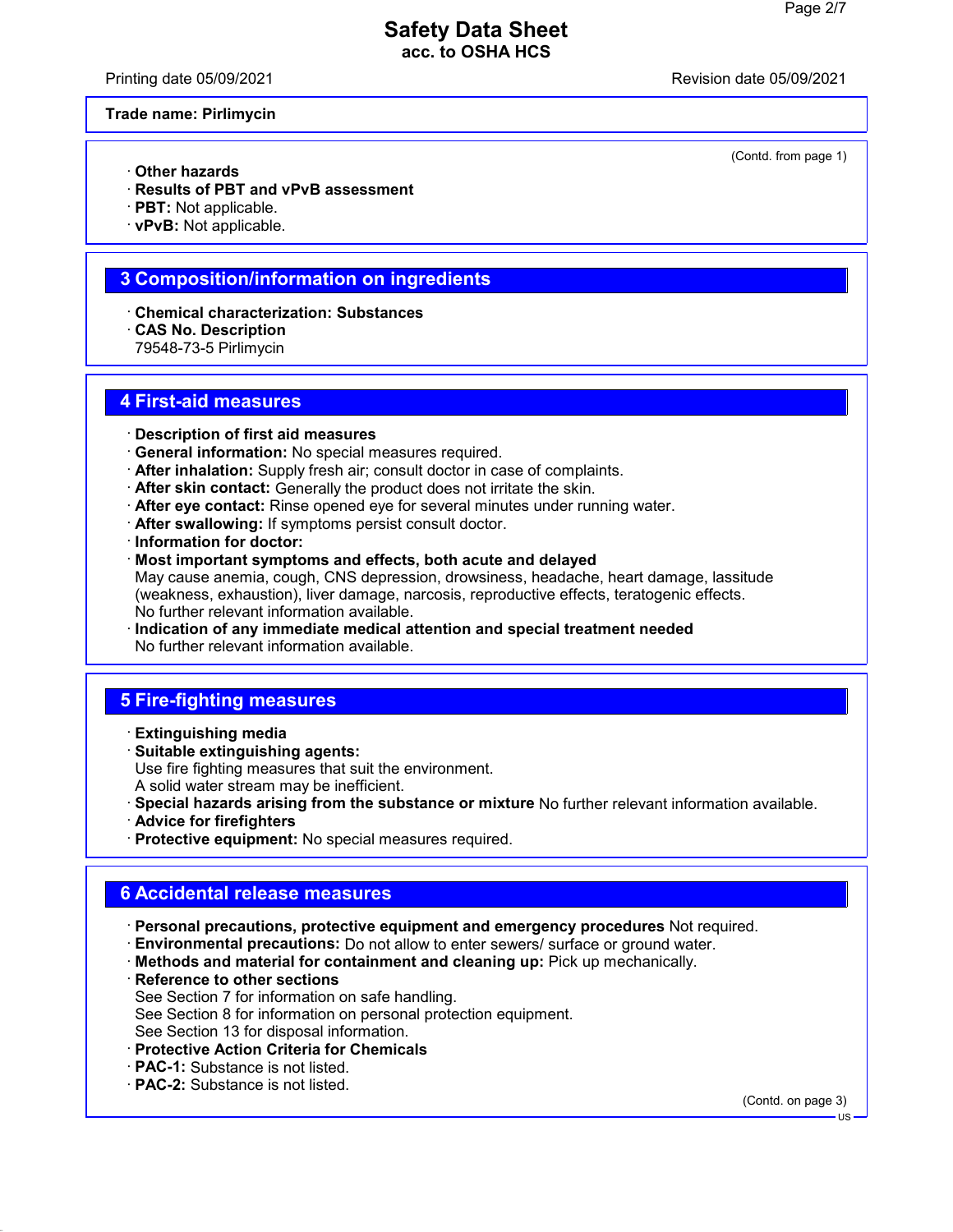**Trade name: Pirlimycin**

(Contd. from page 1)

· **Other hazards**
· **Results of PBT and vPvB assessment**
· **PBT:** Not applicable.
· **vPvB:** Not applicable.

## 3 Composition/information on ingredients

· **Chemical characterization: Substances**
· **CAS No. Description**
79548-73-5 Pirlimycin

## 4 First-aid measures

· **Description of first aid measures**
· **General information:** No special measures required.
· **After inhalation:** Supply fresh air; consult doctor in case of complaints.
· **After skin contact:** Generally the product does not irritate the skin.
· **After eye contact:** Rinse opened eye for several minutes under running water.
· **After swallowing:** If symptoms persist consult doctor.
· **Information for doctor:**
· **Most important symptoms and effects, both acute and delayed**
May cause anemia, cough, CNS depression, drowsiness, headache, heart damage, lassitude (weakness, exhaustion), liver damage, narcosis, reproductive effects, teratogenic effects.
No further relevant information available.
· **Indication of any immediate medical attention and special treatment needed**
No further relevant information available.

## 5 Fire-fighting measures

· **Extinguishing media**
· **Suitable extinguishing agents:**
Use fire fighting measures that suit the environment.
A solid water stream may be inefficient.
· **Special hazards arising from the substance or mixture** No further relevant information available.
· **Advice for firefighters**
· **Protective equipment:** No special measures required.

## 6 Accidental release measures

· **Personal precautions, protective equipment and emergency procedures** Not required.
· **Environmental precautions:** Do not allow to enter sewers/ surface or ground water.
· **Methods and material for containment and cleaning up:** Pick up mechanically.
· **Reference to other sections**
See Section 7 for information on safe handling.
See Section 8 for information on personal protection equipment.
See Section 13 for disposal information.
· **Protective Action Criteria for Chemicals**
· **PAC-1:** Substance is not listed.
· **PAC-2:** Substance is not listed.

(Contd. on page 3)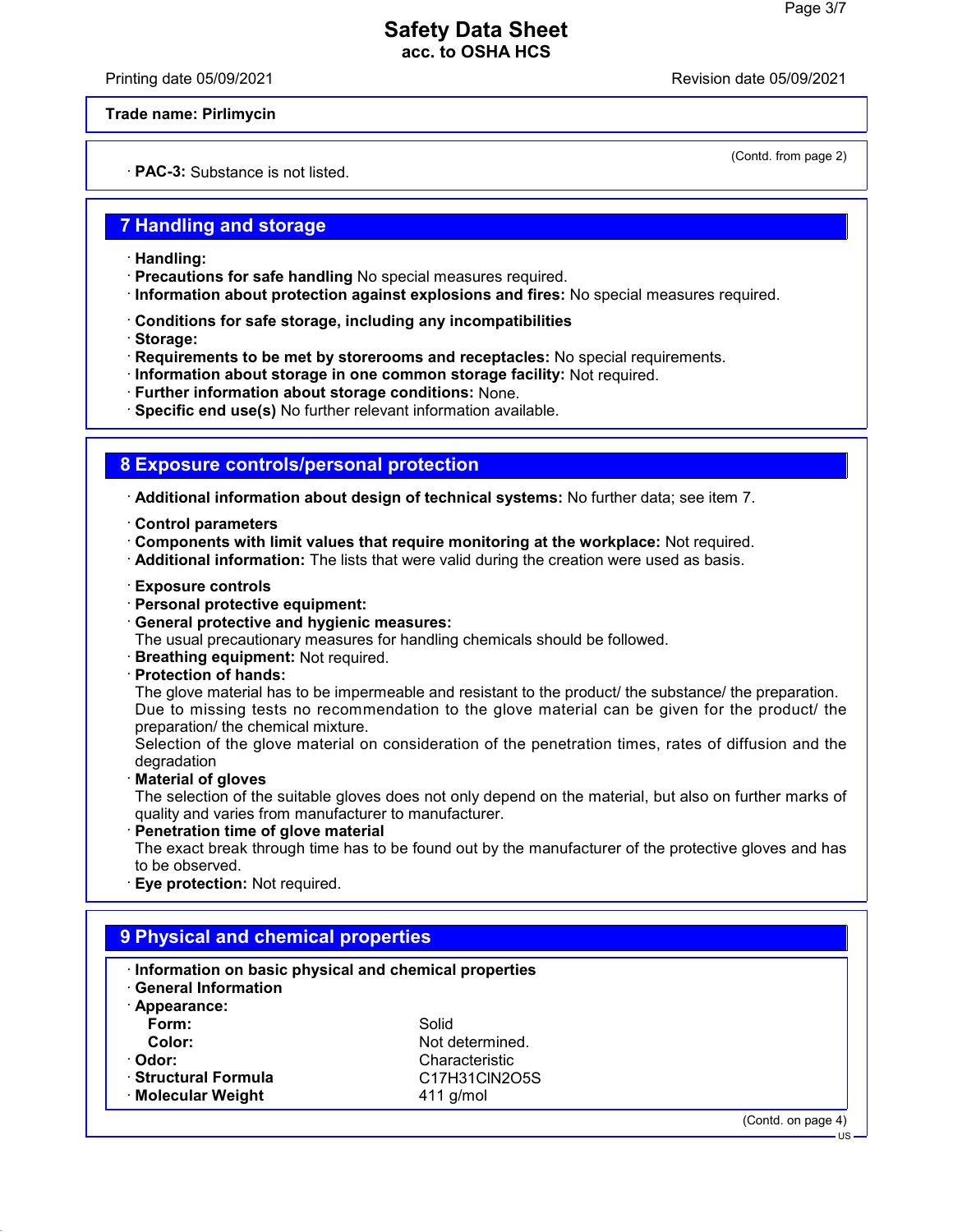**Trade name: Pirlimycin**

(Contd. from page 2)

· **PAC-3:** Substance is not listed.

## 7 Handling and storage

· **Handling:**
· **Precautions for safe handling** No special measures required.
· **Information about protection against explosions and fires:** No special measures required.

· **Conditions for safe storage, including any incompatibilities**
· **Storage:**
· **Requirements to be met by storerooms and receptacles:** No special requirements.
· **Information about storage in one common storage facility:** Not required.
· **Further information about storage conditions:** None.
· **Specific end use(s)** No further relevant information available.

## 8 Exposure controls/personal protection

· **Additional information about design of technical systems:** No further data; see item 7.

· **Control parameters**
· **Components with limit values that require monitoring at the workplace:** Not required.
· **Additional information:** The lists that were valid during the creation were used as basis.

· **Exposure controls**
· **Personal protective equipment:**
· **General protective and hygienic measures:**
The usual precautionary measures for handling chemicals should be followed.
· **Breathing equipment:** Not required.
· **Protection of hands:**
The glove material has to be impermeable and resistant to the product/ the substance/ the preparation.
Due to missing tests no recommendation to the glove material can be given for the product/ the preparation/ the chemical mixture.
Selection of the glove material on consideration of the penetration times, rates of diffusion and the degradation
· **Material of gloves**
The selection of the suitable gloves does not only depend on the material, but also on further marks of quality and varies from manufacturer to manufacturer.
· **Penetration time of glove material**
The exact break through time has to be found out by the manufacturer of the protective gloves and has to be observed.
· **Eye protection:** Not required.

## 9 Physical and chemical properties

· **Information on basic physical and chemical properties**
· **General Information**
· **Appearance:**

| | |
|---|---|
| **Form:** | Solid |
| **Color:** | Not determined. |
| · **Odor:** | Characteristic |
| · **Structural Formula** | $C_{17}H_{31}ClN_2O_5S$ |
| · **Molecular Weight** | 411 g/mol |

(Contd. on page 4)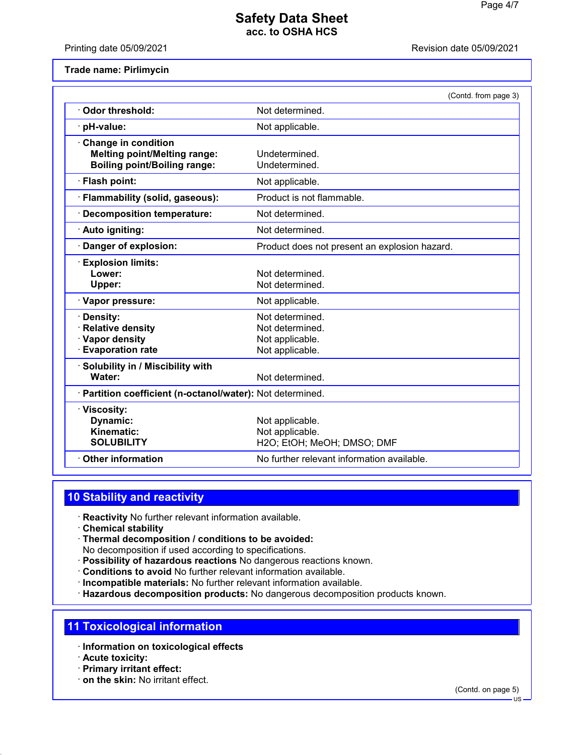**Trade name: Pirlimycin**

(Contd. from page 3)

| | |
|---|---|
| · **Odor threshold:** | Not determined. |
| · **pH-value:** | Not applicable. |
| · **Change in condition**<br>**Melting point/Melting range:**<br>**Boiling point/Boiling range:** | <br>Undetermined.<br>Undetermined. |
| · **Flash point:** | Not applicable. |
| · **Flammability (solid, gaseous):** | Product is not flammable. |
| · **Decomposition temperature:** | Not determined. |
| · **Auto igniting:** | Not determined. |
| · **Danger of explosion:** | Product does not present an explosion hazard. |
| · **Explosion limits:**<br>**Lower:**<br>**Upper:** | <br>Not determined.<br>Not determined. |
| · **Vapor pressure:** | Not applicable. |
| · **Density:**<br>· **Relative density**<br>· **Vapor density**<br>· **Evaporation rate** | Not determined.<br>Not determined.<br>Not applicable.<br>Not applicable. |
| · **Solubility in / Miscibility with**<br>**Water:** | <br>Not determined. |
| · **Partition coefficient (n-octanol/water):** | Not determined. |
| · **Viscosity:**<br>**Dynamic:**<br>**Kinematic:**<br>**SOLUBILITY** | <br>Not applicable.<br>Not applicable.<br>H2O; EtOH; MeOH; DMSO; DMF |
| · **Other information** | No further relevant information available. |

## 10 Stability and reactivity

· **Reactivity** No further relevant information available.
· **Chemical stability**
· **Thermal decomposition / conditions to be avoided:**
No decomposition if used according to specifications.
· **Possibility of hazardous reactions** No dangerous reactions known.
· **Conditions to avoid** No further relevant information available.
· **Incompatible materials:** No further relevant information available.
· **Hazardous decomposition products:** No dangerous decomposition products known.

## 11 Toxicological information

· **Information on toxicological effects**
· **Acute toxicity:**
· **Primary irritant effect:**
· **on the skin:** No irritant effect.

(Contd. on page 5)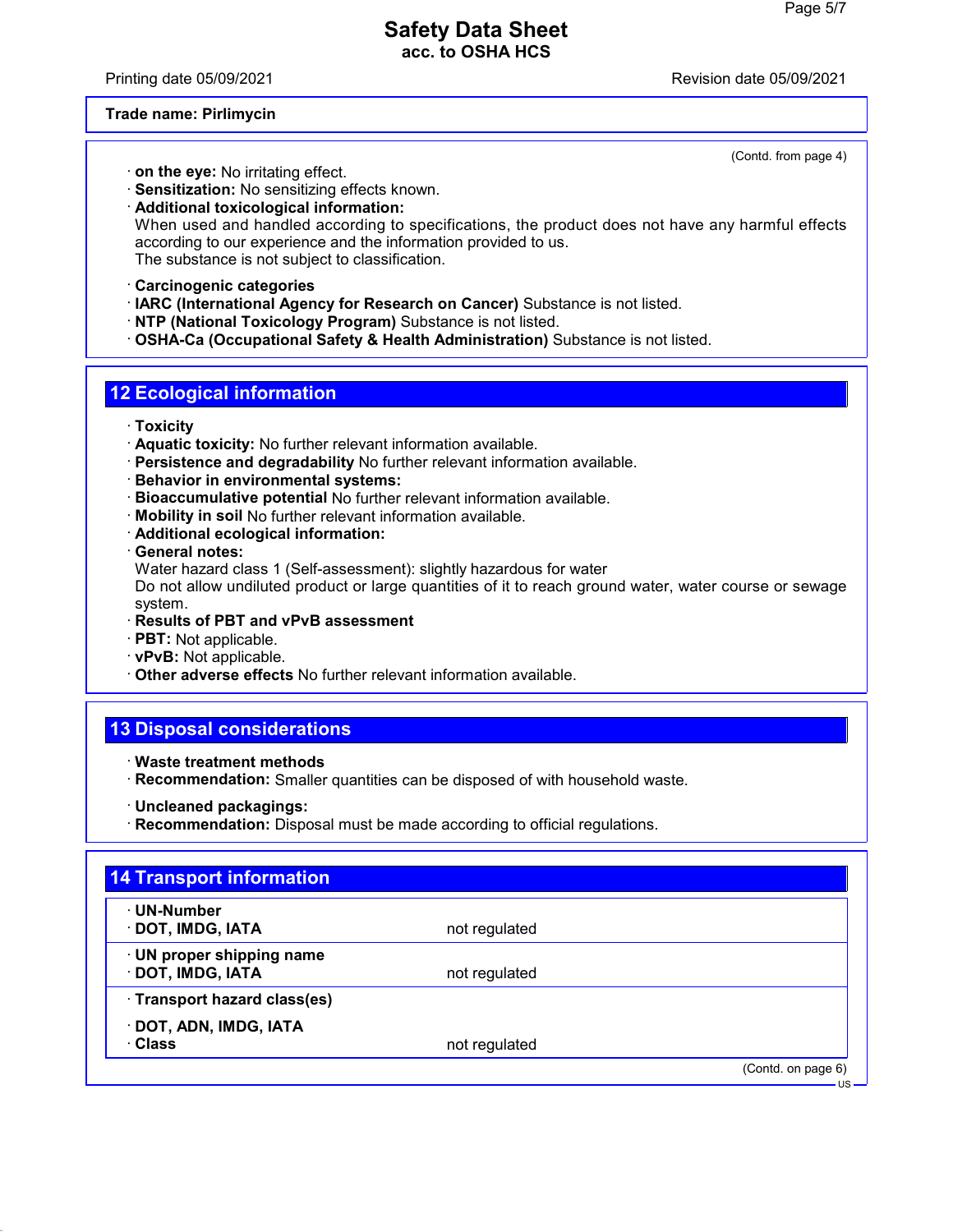Trade name: Pirlimycin

(Contd. from page 4)

· **on the eye:** No irritating effect.
· **Sensitization:** No sensitizing effects known.
· **Additional toxicological information:**
When used and handled according to specifications, the product does not have any harmful effects according to our experience and the information provided to us.
The substance is not subject to classification.

· **Carcinogenic categories**
· **IARC (International Agency for Research on Cancer)** Substance is not listed.
· **NTP (National Toxicology Program)** Substance is not listed.
· **OSHA-Ca (Occupational Safety & Health Administration)** Substance is not listed.

## 12 Ecological information

· **Toxicity**
· **Aquatic toxicity:** No further relevant information available.
· **Persistence and degradability** No further relevant information available.
· **Behavior in environmental systems:**
· **Bioaccumulative potential** No further relevant information available.
· **Mobility in soil** No further relevant information available.
· **Additional ecological information:**
· **General notes:**
Water hazard class 1 (Self-assessment): slightly hazardous for water
Do not allow undiluted product or large quantities of it to reach ground water, water course or sewage system.
· **Results of PBT and vPvB assessment**
· **PBT:** Not applicable.
· **vPvB:** Not applicable.
· **Other adverse effects** No further relevant information available.

## 13 Disposal considerations

· **Waste treatment methods**
· **Recommendation:** Smaller quantities can be disposed of with household waste.

· **Uncleaned packagings:**
· **Recommendation:** Disposal must be made according to official regulations.

## 14 Transport information

| | |
|---|---|
| · **UN-Number** | |
| · **DOT, IMDG, IATA** | not regulated |
| · **UN proper shipping name** | |
| · **DOT, IMDG, IATA** | not regulated |
| · **Transport hazard class(es)** | |
| · **DOT, ADN, IMDG, IATA** | |
| · **Class** | not regulated |

(Contd. on page 6)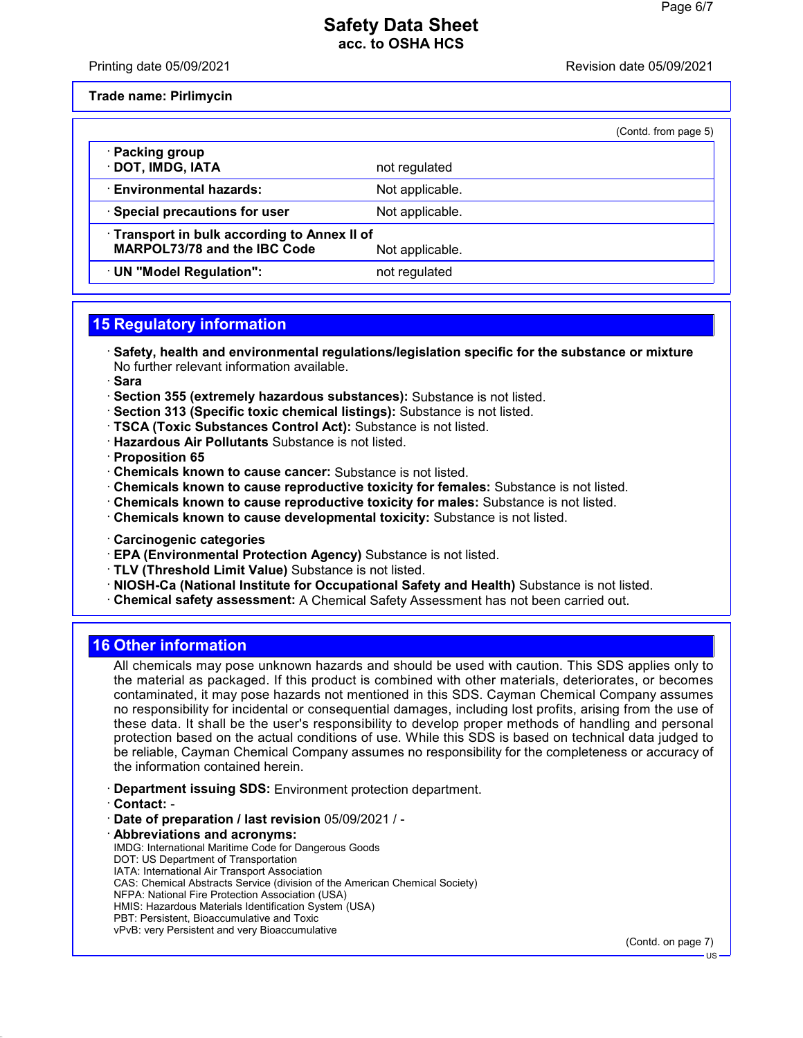**Trade name: Pirlimycin**

(Contd. from page 5)

| | |
|---|---|
| · **Packing group** · **DOT, IMDG, IATA** | not regulated |
| · **Environmental hazards:** | Not applicable. |
| · **Special precautions for user** | Not applicable. |
| · **Transport in bulk according to Annex II of MARPOL73/78 and the IBC Code** | Not applicable. |
| · **UN "Model Regulation":** | not regulated |

## 15 Regulatory information

· **Safety, health and environmental regulations/legislation specific for the substance or mixture**
No further relevant information available.
· **Sara**
· **Section 355 (extremely hazardous substances):** Substance is not listed.
· **Section 313 (Specific toxic chemical listings):** Substance is not listed.
· **TSCA (Toxic Substances Control Act):** Substance is not listed.
· **Hazardous Air Pollutants** Substance is not listed.
· **Proposition 65**
· **Chemicals known to cause cancer:** Substance is not listed.
· **Chemicals known to cause reproductive toxicity for females:** Substance is not listed.
· **Chemicals known to cause reproductive toxicity for males:** Substance is not listed.
· **Chemicals known to cause developmental toxicity:** Substance is not listed.

· **Carcinogenic categories**
· **EPA (Environmental Protection Agency)** Substance is not listed.
· **TLV (Threshold Limit Value)** Substance is not listed.
· **NIOSH-Ca (National Institute for Occupational Safety and Health)** Substance is not listed.
· **Chemical safety assessment:** A Chemical Safety Assessment has not been carried out.

## 16 Other information

All chemicals may pose unknown hazards and should be used with caution. This SDS applies only to the material as packaged. If this product is combined with other materials, deteriorates, or becomes contaminated, it may pose hazards not mentioned in this SDS. Cayman Chemical Company assumes no responsibility for incidental or consequential damages, including lost profits, arising from the use of these data. It shall be the user's responsibility to develop proper methods of handling and personal protection based on the actual conditions of use. While this SDS is based on technical data judged to be reliable, Cayman Chemical Company assumes no responsibility for the completeness or accuracy of the information contained herein.

· **Department issuing SDS:** Environment protection department.
· **Contact:** -
· **Date of preparation / last revision** 05/09/2021 / -
· **Abbreviations and acronyms:**
IMDG: International Maritime Code for Dangerous Goods
DOT: US Department of Transportation
IATA: International Air Transport Association
CAS: Chemical Abstracts Service (division of the American Chemical Society)
NFPA: National Fire Protection Association (USA)
HMIS: Hazardous Materials Identification System (USA)
PBT: Persistent, Bioaccumulative and Toxic
vPvB: very Persistent and very Bioaccumulative

(Contd. on page 7)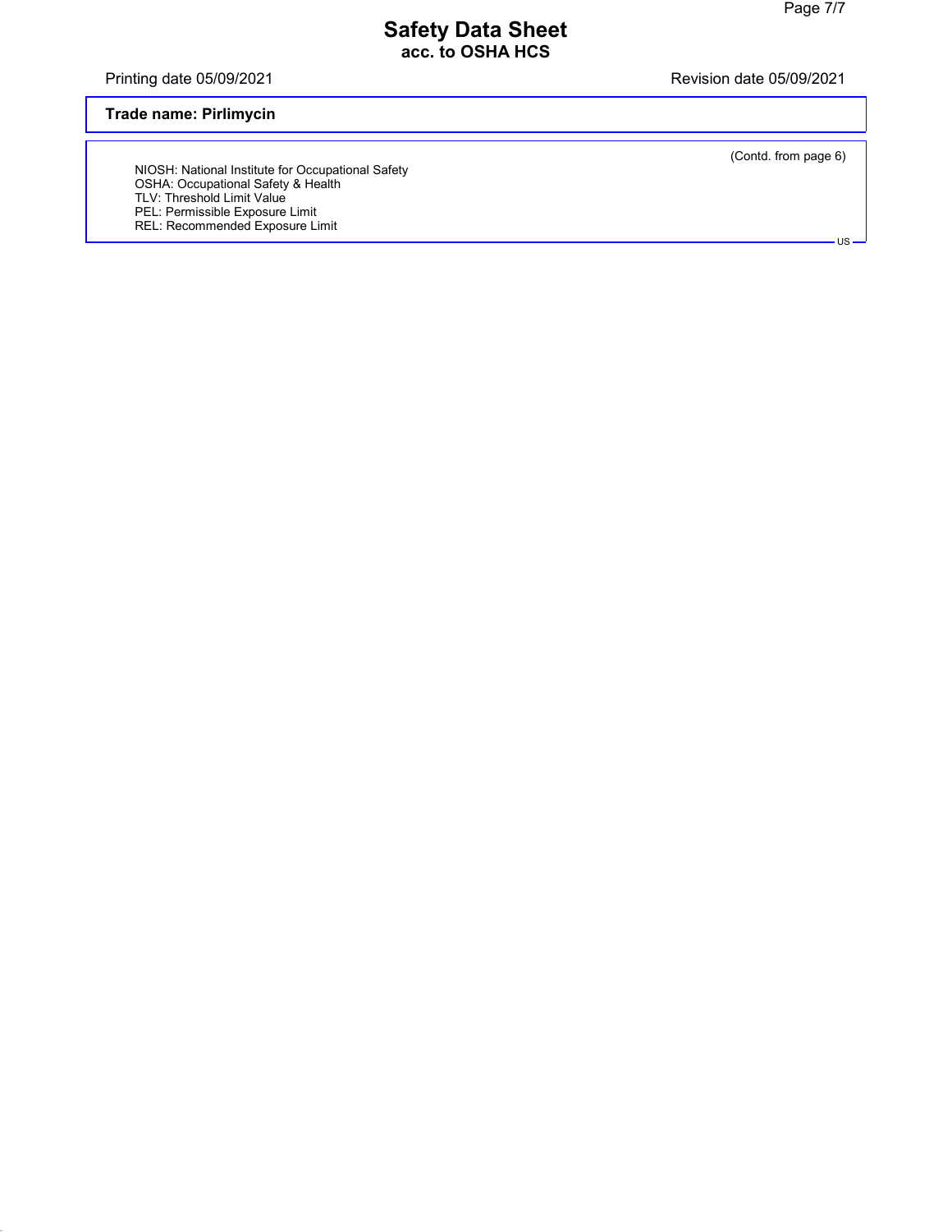**Trade name: Pirlimycin**

(Contd. from page 6)

NIOSH: National Institute for Occupational Safety
OSHA: Occupational Safety & Health
TLV: Threshold Limit Value
PEL: Permissible Exposure Limit
REL: Recommended Exposure Limit